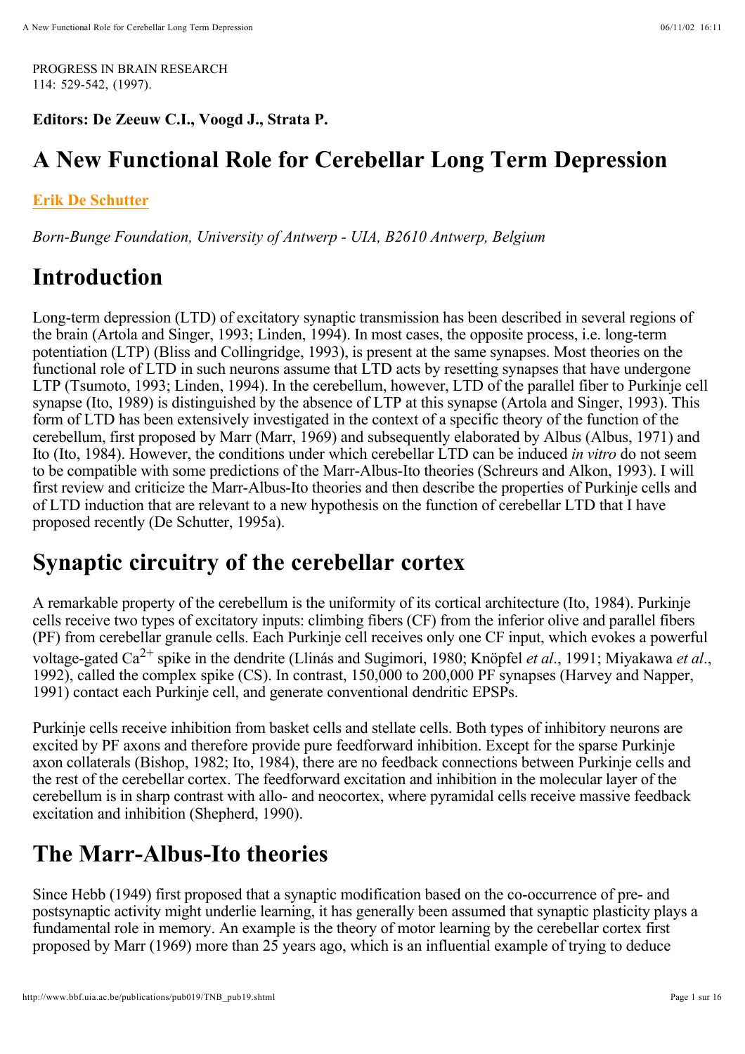PROGRESS IN BRAIN RESEARCH
114: 529-542, (1997).

**Editors: De Zeeuw C.I., Voogd J., Strata P.**

# A New Functional Role for Cerebellar Long Term Depression

**Erik De Schutter**

*Born-Bunge Foundation, University of Antwerp - UIA, B2610 Antwerp, Belgium*

# Introduction

Long-term depression (LTD) of excitatory synaptic transmission has been described in several regions of the brain (Artola and Singer, 1993; Linden, 1994). In most cases, the opposite process, i.e. long-term potentiation (LTP) (Bliss and Collingridge, 1993), is present at the same synapses. Most theories on the functional role of LTD in such neurons assume that LTD acts by resetting synapses that have undergone LTP (Tsumoto, 1993; Linden, 1994). In the cerebellum, however, LTD of the parallel fiber to Purkinje cell synapse (Ito, 1989) is distinguished by the absence of LTP at this synapse (Artola and Singer, 1993). This form of LTD has been extensively investigated in the context of a specific theory of the function of the cerebellum, first proposed by Marr (Marr, 1969) and subsequently elaborated by Albus (Albus, 1971) and Ito (Ito, 1984). However, the conditions under which cerebellar LTD can be induced *in vitro* do not seem to be compatible with some predictions of the Marr-Albus-Ito theories (Schreurs and Alkon, 1993). I will first review and criticize the Marr-Albus-Ito theories and then describe the properties of Purkinje cells and of LTD induction that are relevant to a new hypothesis on the function of cerebellar LTD that I have proposed recently (De Schutter, 1995a).

# Synaptic circuitry of the cerebellar cortex

A remarkable property of the cerebellum is the uniformity of its cortical architecture (Ito, 1984). Purkinje cells receive two types of excitatory inputs: climbing fibers (CF) from the inferior olive and parallel fibers (PF) from cerebellar granule cells. Each Purkinje cell receives only one CF input, which evokes a powerful voltage-gated $Ca^{2+}$ spike in the dendrite (Llinás and Sugimori, 1980; Knöpfel *et al*., 1991; Miyakawa *et al*., 1992), called the complex spike (CS). In contrast, 150,000 to 200,000 PF synapses (Harvey and Napper, 1991) contact each Purkinje cell, and generate conventional dendritic EPSPs.

Purkinje cells receive inhibition from basket cells and stellate cells. Both types of inhibitory neurons are excited by PF axons and therefore provide pure feedforward inhibition. Except for the sparse Purkinje axon collaterals (Bishop, 1982; Ito, 1984), there are no feedback connections between Purkinje cells and the rest of the cerebellar cortex. The feedforward excitation and inhibition in the molecular layer of the cerebellum is in sharp contrast with allo- and neocortex, where pyramidal cells receive massive feedback excitation and inhibition (Shepherd, 1990).

# The Marr-Albus-Ito theories

Since Hebb (1949) first proposed that a synaptic modification based on the co-occurrence of pre- and postsynaptic activity might underlie learning, it has generally been assumed that synaptic plasticity plays a fundamental role in memory. An example is the theory of motor learning by the cerebellar cortex first proposed by Marr (1969) more than 25 years ago, which is an influential example of trying to deduce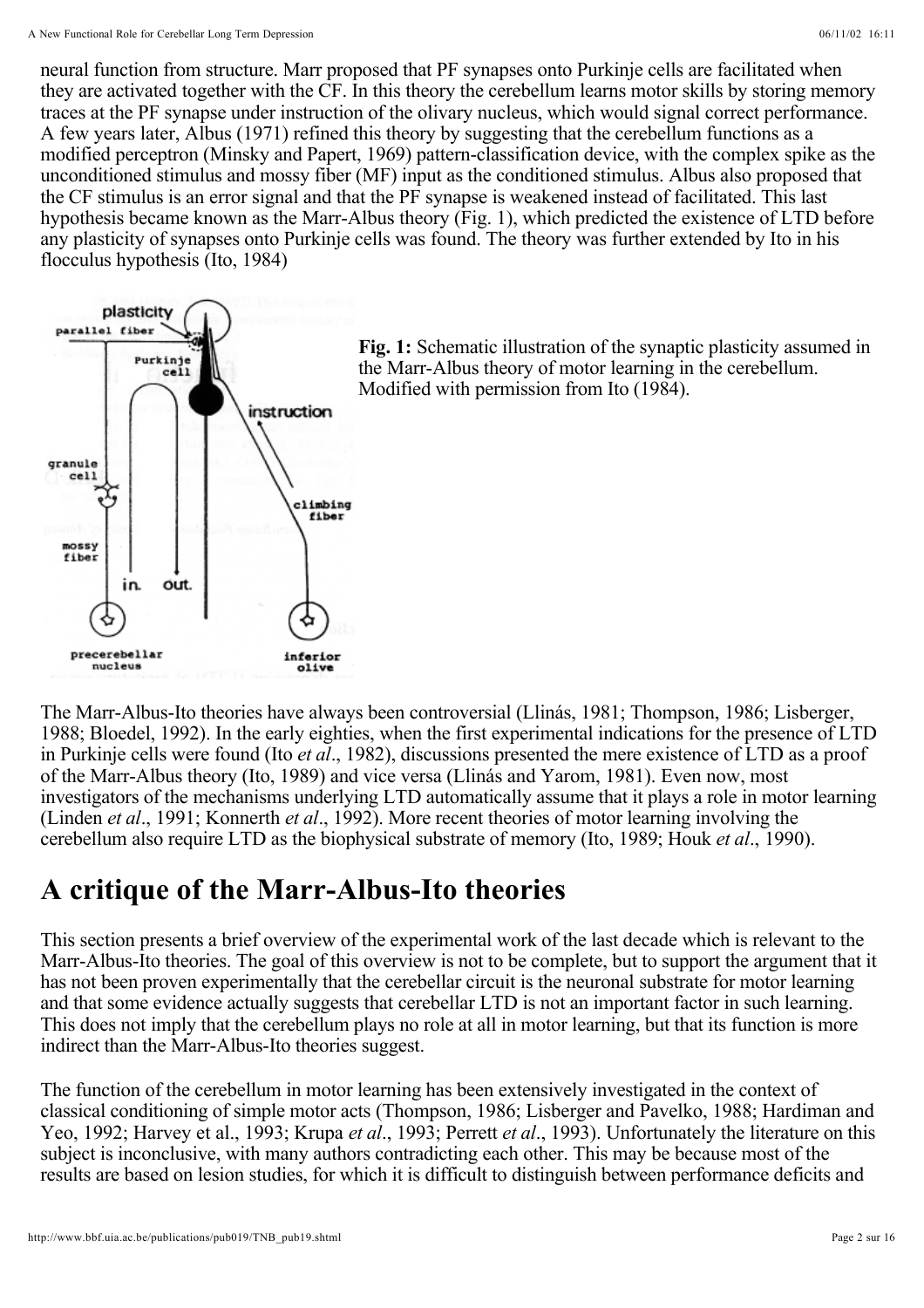neural function from structure. Marr proposed that PF synapses onto Purkinje cells are facilitated when they are activated together with the CF. In this theory the cerebellum learns motor skills by storing memory traces at the PF synapse under instruction of the olivary nucleus, which would signal correct performance. A few years later, Albus (1971) refined this theory by suggesting that the cerebellum functions as a modified perceptron (Minsky and Papert, 1969) pattern-classification device, with the complex spike as the unconditioned stimulus and mossy fiber (MF) input as the conditioned stimulus. Albus also proposed that the CF stimulus is an error signal and that the PF synapse is weakened instead of facilitated. This last hypothesis became known as the Marr-Albus theory (Fig. 1), which predicted the existence of LTD before any plasticity of synapses onto Purkinje cells was found. The theory was further extended by Ito in his flocculus hypothesis (Ito, 1984)

**Fig. 1:** Schematic illustration of the synaptic plasticity assumed in the Marr-Albus theory of motor learning in the cerebellum. Modified with permission from Ito (1984).

The Marr-Albus-Ito theories have always been controversial (Llinás, 1981; Thompson, 1986; Lisberger, 1988; Bloedel, 1992). In the early eighties, when the first experimental indications for the presence of LTD in Purkinje cells were found (Ito *et al*., 1982), discussions presented the mere existence of LTD as a proof of the Marr-Albus theory (Ito, 1989) and vice versa (Llinás and Yarom, 1981). Even now, most investigators of the mechanisms underlying LTD automatically assume that it plays a role in motor learning (Linden *et al*., 1991; Konnerth *et al*., 1992). More recent theories of motor learning involving the cerebellum also require LTD as the biophysical substrate of memory (Ito, 1989; Houk *et al*., 1990).

## A critique of the Marr-Albus-Ito theories

This section presents a brief overview of the experimental work of the last decade which is relevant to the Marr-Albus-Ito theories. The goal of this overview is not to be complete, but to support the argument that it has not been proven experimentally that the cerebellar circuit is the neuronal substrate for motor learning and that some evidence actually suggests that cerebellar LTD is not an important factor in such learning. This does not imply that the cerebellum plays no role at all in motor learning, but that its function is more indirect than the Marr-Albus-Ito theories suggest.

The function of the cerebellum in motor learning has been extensively investigated in the context of classical conditioning of simple motor acts (Thompson, 1986; Lisberger and Pavelko, 1988; Hardiman and Yeo, 1992; Harvey et al., 1993; Krupa *et al*., 1993; Perrett *et al*., 1993). Unfortunately the literature on this subject is inconclusive, with many authors contradicting each other. This may be because most of the results are based on lesion studies, for which it is difficult to distinguish between performance deficits and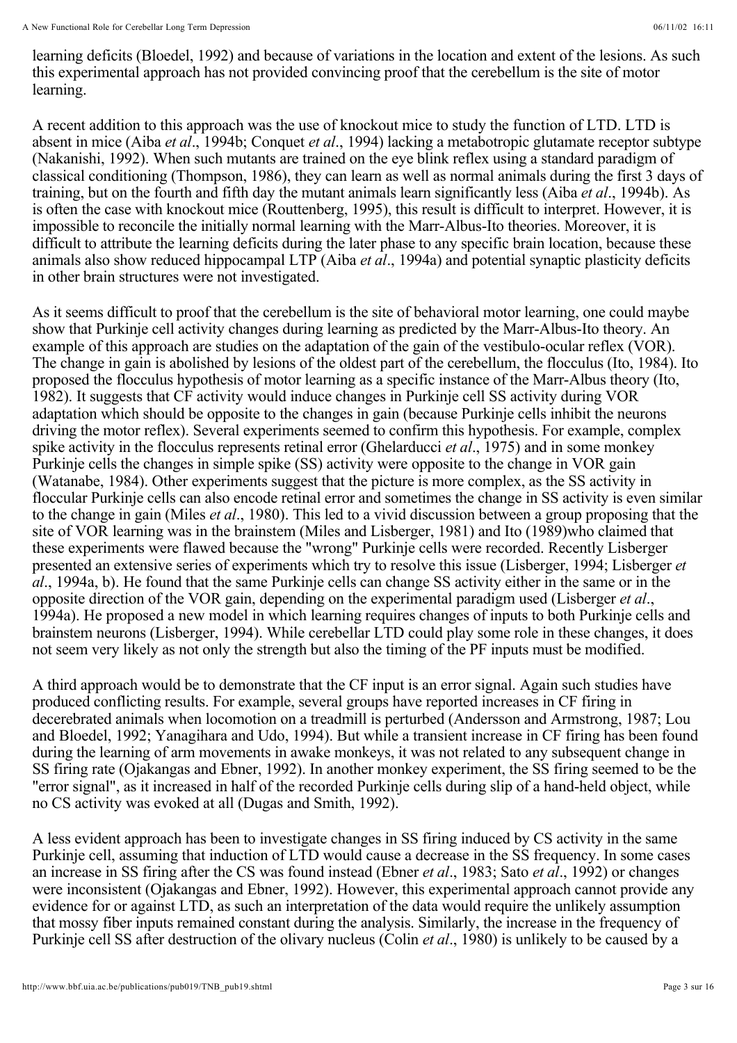learning deficits (Bloedel, 1992) and because of variations in the location and extent of the lesions. As such this experimental approach has not provided convincing proof that the cerebellum is the site of motor learning.

A recent addition to this approach was the use of knockout mice to study the function of LTD. LTD is absent in mice (Aiba *et al*., 1994b; Conquet *et al*., 1994) lacking a metabotropic glutamate receptor subtype (Nakanishi, 1992). When such mutants are trained on the eye blink reflex using a standard paradigm of classical conditioning (Thompson, 1986), they can learn as well as normal animals during the first 3 days of training, but on the fourth and fifth day the mutant animals learn significantly less (Aiba *et al*., 1994b). As is often the case with knockout mice (Routtenberg, 1995), this result is difficult to interpret. However, it is impossible to reconcile the initially normal learning with the Marr-Albus-Ito theories. Moreover, it is difficult to attribute the learning deficits during the later phase to any specific brain location, because these animals also show reduced hippocampal LTP (Aiba *et al*., 1994a) and potential synaptic plasticity deficits in other brain structures were not investigated.

As it seems difficult to proof that the cerebellum is the site of behavioral motor learning, one could maybe show that Purkinje cell activity changes during learning as predicted by the Marr-Albus-Ito theory. An example of this approach are studies on the adaptation of the gain of the vestibulo-ocular reflex (VOR). The change in gain is abolished by lesions of the oldest part of the cerebellum, the flocculus (Ito, 1984). Ito proposed the flocculus hypothesis of motor learning as a specific instance of the Marr-Albus theory (Ito, 1982). It suggests that CF activity would induce changes in Purkinje cell SS activity during VOR adaptation which should be opposite to the changes in gain (because Purkinje cells inhibit the neurons driving the motor reflex). Several experiments seemed to confirm this hypothesis. For example, complex spike activity in the flocculus represents retinal error (Ghelarducci *et al*., 1975) and in some monkey Purkinje cells the changes in simple spike (SS) activity were opposite to the change in VOR gain (Watanabe, 1984). Other experiments suggest that the picture is more complex, as the SS activity in floccular Purkinje cells can also encode retinal error and sometimes the change in SS activity is even similar to the change in gain (Miles *et al*., 1980). This led to a vivid discussion between a group proposing that the site of VOR learning was in the brainstem (Miles and Lisberger, 1981) and Ito (1989)who claimed that these experiments were flawed because the "wrong" Purkinje cells were recorded. Recently Lisberger presented an extensive series of experiments which try to resolve this issue (Lisberger, 1994; Lisberger *et al*., 1994a, b). He found that the same Purkinje cells can change SS activity either in the same or in the opposite direction of the VOR gain, depending on the experimental paradigm used (Lisberger *et al*., 1994a). He proposed a new model in which learning requires changes of inputs to both Purkinje cells and brainstem neurons (Lisberger, 1994). While cerebellar LTD could play some role in these changes, it does not seem very likely as not only the strength but also the timing of the PF inputs must be modified.

A third approach would be to demonstrate that the CF input is an error signal. Again such studies have produced conflicting results. For example, several groups have reported increases in CF firing in decerebrated animals when locomotion on a treadmill is perturbed (Andersson and Armstrong, 1987; Lou and Bloedel, 1992; Yanagihara and Udo, 1994). But while a transient increase in CF firing has been found during the learning of arm movements in awake monkeys, it was not related to any subsequent change in SS firing rate (Ojakangas and Ebner, 1992). In another monkey experiment, the SS firing seemed to be the "error signal", as it increased in half of the recorded Purkinje cells during slip of a hand-held object, while no CS activity was evoked at all (Dugas and Smith, 1992).

A less evident approach has been to investigate changes in SS firing induced by CS activity in the same Purkinje cell, assuming that induction of LTD would cause a decrease in the SS frequency. In some cases an increase in SS firing after the CS was found instead (Ebner *et al*., 1983; Sato *et al*., 1992) or changes were inconsistent (Ojakangas and Ebner, 1992). However, this experimental approach cannot provide any evidence for or against LTD, as such an interpretation of the data would require the unlikely assumption that mossy fiber inputs remained constant during the analysis. Similarly, the increase in the frequency of Purkinje cell SS after destruction of the olivary nucleus (Colin *et al*., 1980) is unlikely to be caused by a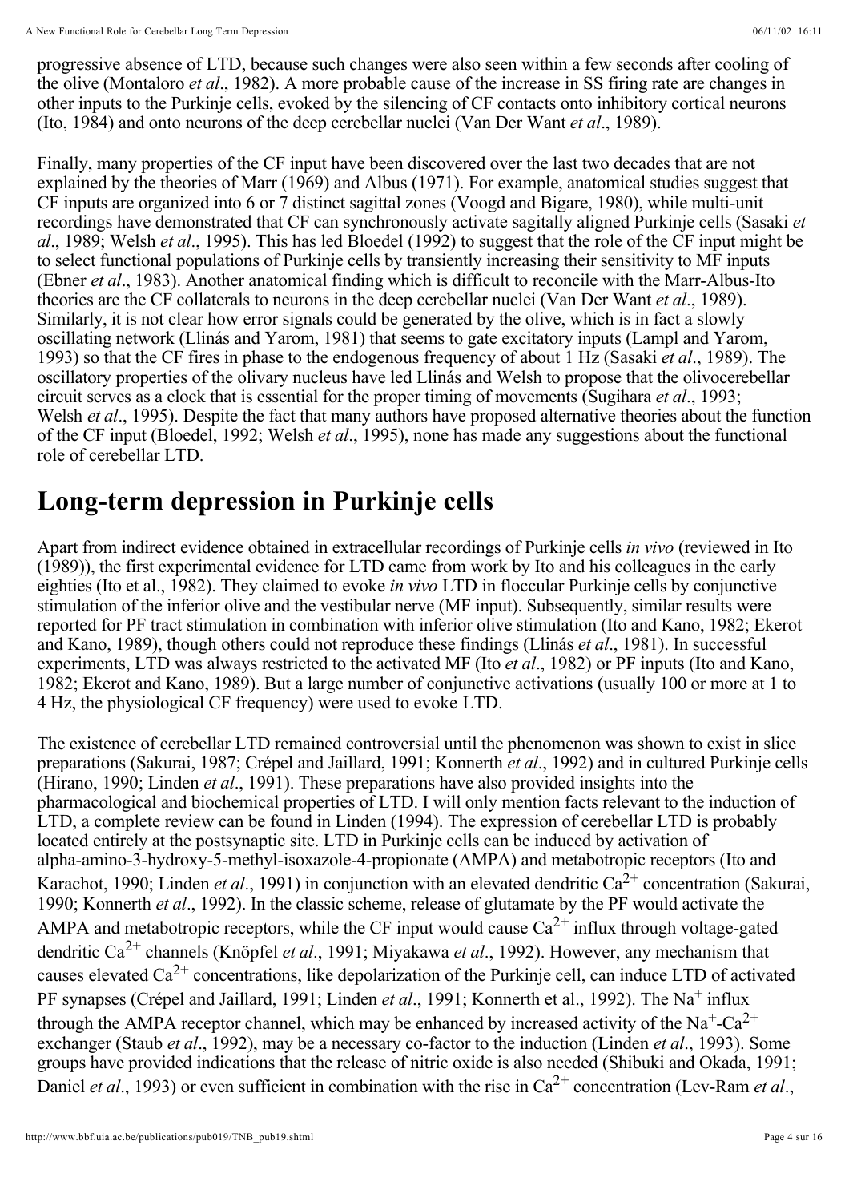progressive absence of LTD, because such changes were also seen within a few seconds after cooling of the olive (Montaloro *et al*., 1982). A more probable cause of the increase in SS firing rate are changes in other inputs to the Purkinje cells, evoked by the silencing of CF contacts onto inhibitory cortical neurons (Ito, 1984) and onto neurons of the deep cerebellar nuclei (Van Der Want *et al*., 1989).

Finally, many properties of the CF input have been discovered over the last two decades that are not explained by the theories of Marr (1969) and Albus (1971). For example, anatomical studies suggest that CF inputs are organized into 6 or 7 distinct sagittal zones (Voogd and Bigare, 1980), while multi-unit recordings have demonstrated that CF can synchronously activate sagitally aligned Purkinje cells (Sasaki *et al*., 1989; Welsh *et al*., 1995). This has led Bloedel (1992) to suggest that the role of the CF input might be to select functional populations of Purkinje cells by transiently increasing their sensitivity to MF inputs (Ebner *et al*., 1983). Another anatomical finding which is difficult to reconcile with the Marr-Albus-Ito theories are the CF collaterals to neurons in the deep cerebellar nuclei (Van Der Want *et al*., 1989). Similarly, it is not clear how error signals could be generated by the olive, which is in fact a slowly oscillating network (Llinás and Yarom, 1981) that seems to gate excitatory inputs (Lampl and Yarom, 1993) so that the CF fires in phase to the endogenous frequency of about 1 Hz (Sasaki *et al*., 1989). The oscillatory properties of the olivary nucleus have led Llinás and Welsh to propose that the olivocerebellar circuit serves as a clock that is essential for the proper timing of movements (Sugihara *et al*., 1993; Welsh *et al*., 1995). Despite the fact that many authors have proposed alternative theories about the function of the CF input (Bloedel, 1992; Welsh *et al*., 1995), none has made any suggestions about the functional role of cerebellar LTD.

## Long-term depression in Purkinje cells

Apart from indirect evidence obtained in extracellular recordings of Purkinje cells *in vivo* (reviewed in Ito (1989)), the first experimental evidence for LTD came from work by Ito and his colleagues in the early eighties (Ito et al., 1982). They claimed to evoke *in vivo* LTD in floccular Purkinje cells by conjunctive stimulation of the inferior olive and the vestibular nerve (MF input). Subsequently, similar results were reported for PF tract stimulation in combination with inferior olive stimulation (Ito and Kano, 1982; Ekerot and Kano, 1989), though others could not reproduce these findings (Llinás *et al*., 1981). In successful experiments, LTD was always restricted to the activated MF (Ito *et al*., 1982) or PF inputs (Ito and Kano, 1982; Ekerot and Kano, 1989). But a large number of conjunctive activations (usually 100 or more at 1 to 4 Hz, the physiological CF frequency) were used to evoke LTD.

The existence of cerebellar LTD remained controversial until the phenomenon was shown to exist in slice preparations (Sakurai, 1987; Crépel and Jaillard, 1991; Konnerth *et al*., 1992) and in cultured Purkinje cells (Hirano, 1990; Linden *et al*., 1991). These preparations have also provided insights into the pharmacological and biochemical properties of LTD. I will only mention facts relevant to the induction of LTD, a complete review can be found in Linden (1994). The expression of cerebellar LTD is probably located entirely at the postsynaptic site. LTD in Purkinje cells can be induced by activation of alpha-amino-3-hydroxy-5-methyl-isoxazole-4-propionate (AMPA) and metabotropic receptors (Ito and Karachot, 1990; Linden *et al*., 1991) in conjunction with an elevated dendritic $Ca^{2+}$ concentration (Sakurai, 1990; Konnerth *et al*., 1992). In the classic scheme, release of glutamate by the PF would activate the AMPA and metabotropic receptors, while the CF input would cause $Ca^{2+}$ influx through voltage-gated dendritic $Ca^{2+}$ channels (Knöpfel *et al*., 1991; Miyakawa *et al*., 1992). However, any mechanism that causes elevated $Ca^{2+}$ concentrations, like depolarization of the Purkinje cell, can induce LTD of activated PF synapses (Crépel and Jaillard, 1991; Linden *et al*., 1991; Konnerth et al., 1992). The $Na^+$ influx through the AMPA receptor channel, which may be enhanced by increased activity of the $Na^+$-$Ca^{2+}$ exchanger (Staub *et al*., 1992), may be a necessary co-factor to the induction (Linden *et al*., 1993). Some groups have provided indications that the release of nitric oxide is also needed (Shibuki and Okada, 1991; Daniel *et al*., 1993) or even sufficient in combination with the rise in $Ca^{2+}$ concentration (Lev-Ram *et al*.,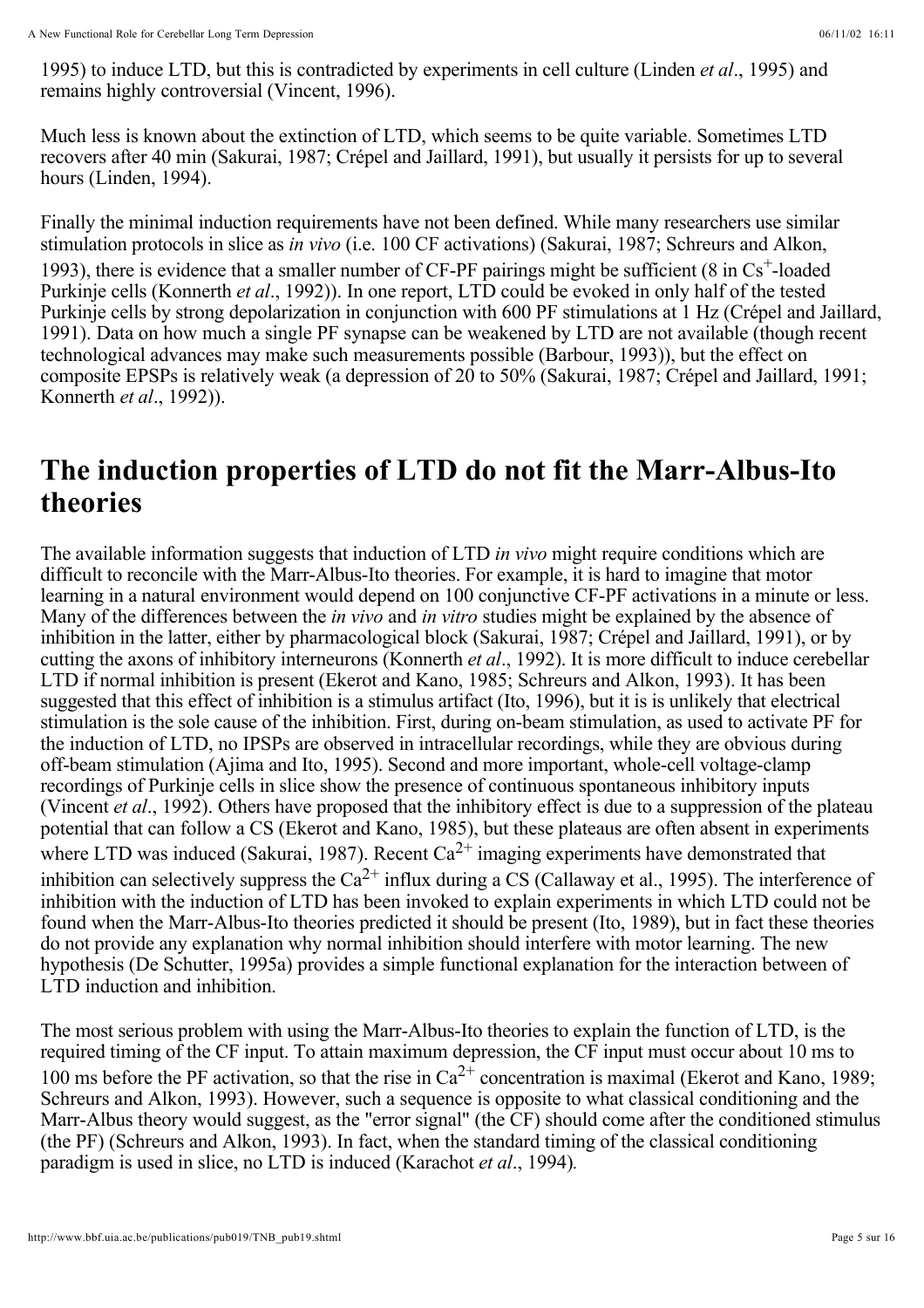1995) to induce LTD, but this is contradicted by experiments in cell culture (Linden *et al*., 1995) and remains highly controversial (Vincent, 1996).

Much less is known about the extinction of LTD, which seems to be quite variable. Sometimes LTD recovers after 40 min (Sakurai, 1987; Crépel and Jaillard, 1991), but usually it persists for up to several hours (Linden, 1994).

Finally the minimal induction requirements have not been defined. While many researchers use similar stimulation protocols in slice as *in vivo* (i.e. 100 CF activations) (Sakurai, 1987; Schreurs and Alkon, 1993), there is evidence that a smaller number of CF-PF pairings might be sufficient (8 in $Cs^+$-loaded Purkinje cells (Konnerth *et al*., 1992)). In one report, LTD could be evoked in only half of the tested Purkinje cells by strong depolarization in conjunction with 600 PF stimulations at 1 Hz (Crépel and Jaillard, 1991). Data on how much a single PF synapse can be weakened by LTD are not available (though recent technological advances may make such measurements possible (Barbour, 1993)), but the effect on composite EPSPs is relatively weak (a depression of 20 to 50% (Sakurai, 1987; Crépel and Jaillard, 1991; Konnerth *et al*., 1992)).

# The induction properties of LTD do not fit the Marr-Albus-Ito theories

The available information suggests that induction of LTD *in vivo* might require conditions which are difficult to reconcile with the Marr-Albus-Ito theories. For example, it is hard to imagine that motor learning in a natural environment would depend on 100 conjunctive CF-PF activations in a minute or less. Many of the differences between the *in vivo* and *in vitro* studies might be explained by the absence of inhibition in the latter, either by pharmacological block (Sakurai, 1987; Crépel and Jaillard, 1991), or by cutting the axons of inhibitory interneurons (Konnerth *et al*., 1992). It is more difficult to induce cerebellar LTD if normal inhibition is present (Ekerot and Kano, 1985; Schreurs and Alkon, 1993). It has been suggested that this effect of inhibition is a stimulus artifact (Ito, 1996), but it is is unlikely that electrical stimulation is the sole cause of the inhibition. First, during on-beam stimulation, as used to activate PF for the induction of LTD, no IPSPs are observed in intracellular recordings, while they are obvious during off-beam stimulation (Ajima and Ito, 1995). Second and more important, whole-cell voltage-clamp recordings of Purkinje cells in slice show the presence of continuous spontaneous inhibitory inputs (Vincent *et al*., 1992). Others have proposed that the inhibitory effect is due to a suppression of the plateau potential that can follow a CS (Ekerot and Kano, 1985), but these plateaus are often absent in experiments where LTD was induced (Sakurai, 1987). Recent $Ca^{2+}$ imaging experiments have demonstrated that inhibition can selectively suppress the $Ca^{2+}$ influx during a CS (Callaway et al., 1995). The interference of inhibition with the induction of LTD has been invoked to explain experiments in which LTD could not be found when the Marr-Albus-Ito theories predicted it should be present (Ito, 1989), but in fact these theories do not provide any explanation why normal inhibition should interfere with motor learning. The new hypothesis (De Schutter, 1995a) provides a simple functional explanation for the interaction between of LTD induction and inhibition.

The most serious problem with using the Marr-Albus-Ito theories to explain the function of LTD, is the required timing of the CF input. To attain maximum depression, the CF input must occur about 10 ms to 100 ms before the PF activation, so that the rise in $Ca^{2+}$ concentration is maximal (Ekerot and Kano, 1989; Schreurs and Alkon, 1993). However, such a sequence is opposite to what classical conditioning and the Marr-Albus theory would suggest, as the "error signal" (the CF) should come after the conditioned stimulus (the PF) (Schreurs and Alkon, 1993). In fact, when the standard timing of the classical conditioning paradigm is used in slice, no LTD is induced (Karachot *et al*., 1994).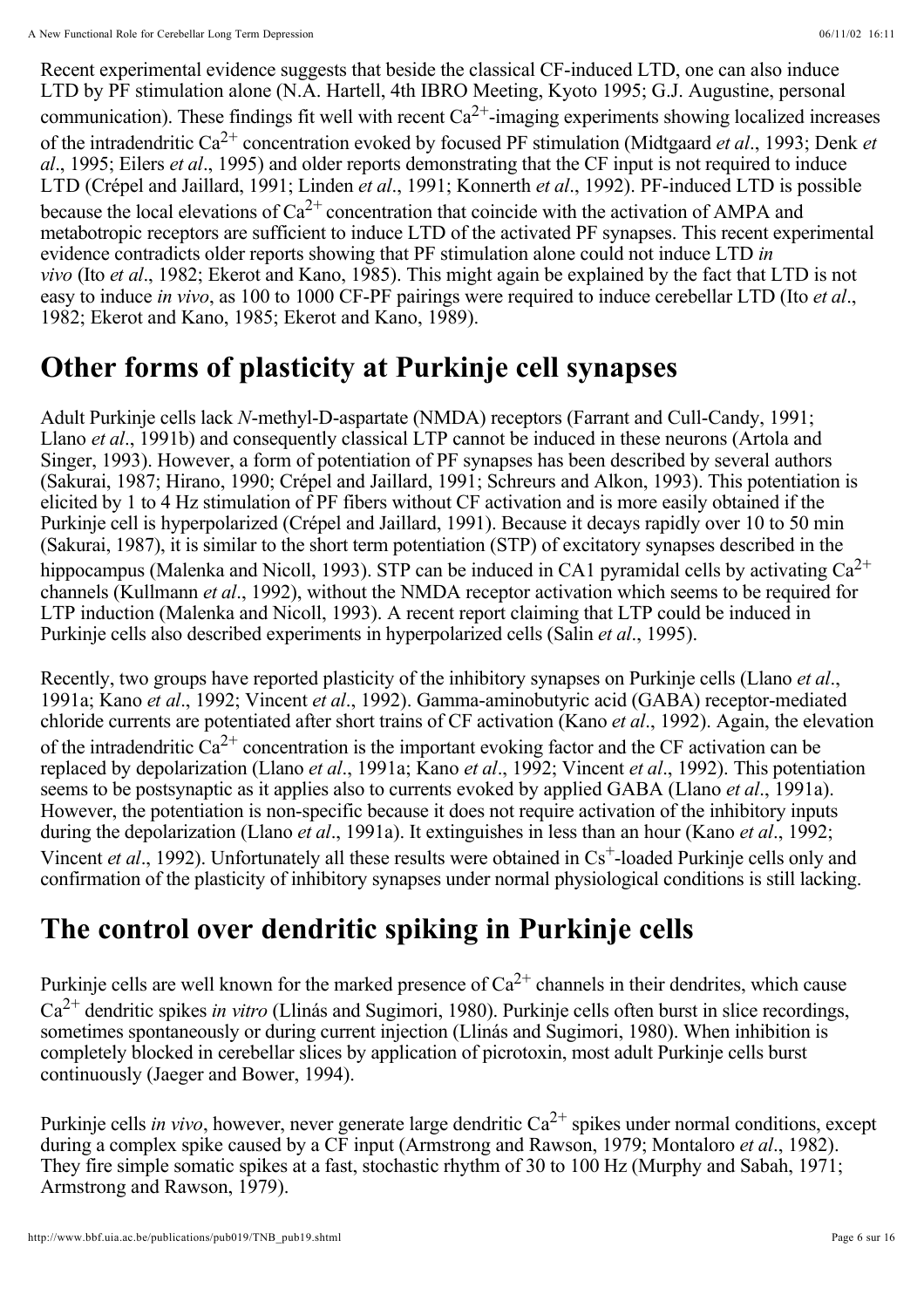Recent experimental evidence suggests that beside the classical CF-induced LTD, one can also induce LTD by PF stimulation alone (N.A. Hartell, 4th IBRO Meeting, Kyoto 1995; G.J. Augustine, personal communication). These findings fit well with recent $Ca^{2+}$-imaging experiments showing localized increases of the intradendritic $Ca^{2+}$ concentration evoked by focused PF stimulation (Midtgaard *et al*., 1993; Denk *et al*., 1995; Eilers *et al*., 1995) and older reports demonstrating that the CF input is not required to induce LTD (Crépel and Jaillard, 1991; Linden *et al*., 1991; Konnerth *et al*., 1992). PF-induced LTD is possible because the local elevations of $Ca^{2+}$ concentration that coincide with the activation of AMPA and metabotropic receptors are sufficient to induce LTD of the activated PF synapses. This recent experimental evidence contradicts older reports showing that PF stimulation alone could not induce LTD *in vivo* (Ito *et al*., 1982; Ekerot and Kano, 1985). This might again be explained by the fact that LTD is not easy to induce *in vivo*, as 100 to 1000 CF-PF pairings were required to induce cerebellar LTD (Ito *et al*., 1982; Ekerot and Kano, 1985; Ekerot and Kano, 1989).

# Other forms of plasticity at Purkinje cell synapses

Adult Purkinje cells lack *N*-methyl-D-aspartate (NMDA) receptors (Farrant and Cull-Candy, 1991; Llano *et al*., 1991b) and consequently classical LTP cannot be induced in these neurons (Artola and Singer, 1993). However, a form of potentiation of PF synapses has been described by several authors (Sakurai, 1987; Hirano, 1990; Crépel and Jaillard, 1991; Schreurs and Alkon, 1993). This potentiation is elicited by 1 to 4 Hz stimulation of PF fibers without CF activation and is more easily obtained if the Purkinje cell is hyperpolarized (Crépel and Jaillard, 1991). Because it decays rapidly over 10 to 50 min (Sakurai, 1987), it is similar to the short term potentiation (STP) of excitatory synapses described in the hippocampus (Malenka and Nicoll, 1993). STP can be induced in CA1 pyramidal cells by activating $Ca^{2+}$ channels (Kullmann *et al*., 1992), without the NMDA receptor activation which seems to be required for LTP induction (Malenka and Nicoll, 1993). A recent report claiming that LTP could be induced in Purkinje cells also described experiments in hyperpolarized cells (Salin *et al*., 1995).

Recently, two groups have reported plasticity of the inhibitory synapses on Purkinje cells (Llano *et al*., 1991a; Kano *et al*., 1992; Vincent *et al*., 1992). Gamma-aminobutyric acid (GABA) receptor-mediated chloride currents are potentiated after short trains of CF activation (Kano *et al*., 1992). Again, the elevation of the intradendritic $Ca^{2+}$ concentration is the important evoking factor and the CF activation can be replaced by depolarization (Llano *et al*., 1991a; Kano *et al*., 1992; Vincent *et al*., 1992). This potentiation seems to be postsynaptic as it applies also to currents evoked by applied GABA (Llano *et al*., 1991a). However, the potentiation is non-specific because it does not require activation of the inhibitory inputs during the depolarization (Llano *et al*., 1991a). It extinguishes in less than an hour (Kano *et al*., 1992; Vincent *et al*., 1992). Unfortunately all these results were obtained in $Cs^{+}$-loaded Purkinje cells only and confirmation of the plasticity of inhibitory synapses under normal physiological conditions is still lacking.

# The control over dendritic spiking in Purkinje cells

Purkinje cells are well known for the marked presence of $Ca^{2+}$ channels in their dendrites, which cause $Ca^{2+}$ dendritic spikes *in vitro* (Llinás and Sugimori, 1980). Purkinje cells often burst in slice recordings, sometimes spontaneously or during current injection (Llinás and Sugimori, 1980). When inhibition is completely blocked in cerebellar slices by application of picrotoxin, most adult Purkinje cells burst continuously (Jaeger and Bower, 1994).

Purkinje cells *in vivo*, however, never generate large dendritic $Ca^{2+}$ spikes under normal conditions, except during a complex spike caused by a CF input (Armstrong and Rawson, 1979; Montaloro *et al*., 1982). They fire simple somatic spikes at a fast, stochastic rhythm of 30 to 100 Hz (Murphy and Sabah, 1971; Armstrong and Rawson, 1979).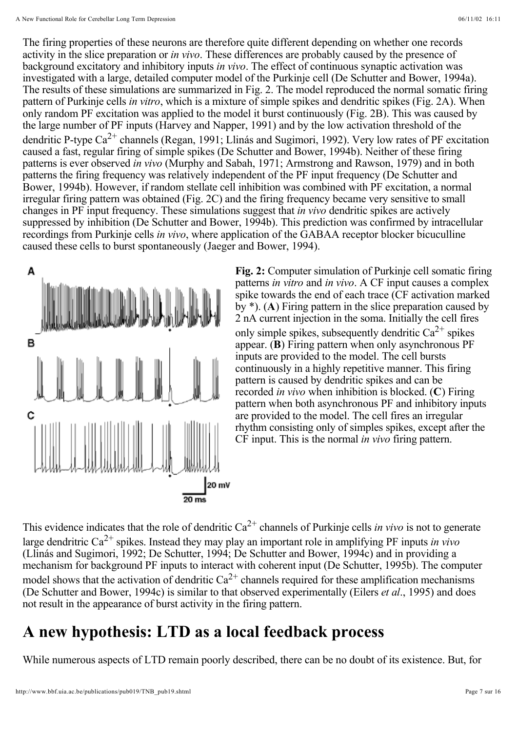The firing properties of these neurons are therefore quite different depending on whether one records activity in the slice preparation or *in vivo*. These differences are probably caused by the presence of background excitatory and inhibitory inputs *in vivo*. The effect of continuous synaptic activation was investigated with a large, detailed computer model of the Purkinje cell (De Schutter and Bower, 1994a). The results of these simulations are summarized in Fig. 2. The model reproduced the normal somatic firing pattern of Purkinje cells *in vitro*, which is a mixture of simple spikes and dendritic spikes (Fig. 2A). When only random PF excitation was applied to the model it burst continuously (Fig. 2B). This was caused by the large number of PF inputs (Harvey and Napper, 1991) and by the low activation threshold of the dendritic P-type $Ca^{2+}$ channels (Regan, 1991; Llinás and Sugimori, 1992). Very low rates of PF excitation caused a fast, regular firing of simple spikes (De Schutter and Bower, 1994b). Neither of these firing patterns is ever observed *in vivo* (Murphy and Sabah, 1971; Armstrong and Rawson, 1979) and in both patterns the firing frequency was relatively independent of the PF input frequency (De Schutter and Bower, 1994b). However, if random stellate cell inhibition was combined with PF excitation, a normal irregular firing pattern was obtained (Fig. 2C) and the firing frequency became very sensitive to small changes in PF input frequency. These simulations suggest that *in vivo* dendritic spikes are actively suppressed by inhibition (De Schutter and Bower, 1994b). This prediction was confirmed by intracellular recordings from Purkinje cells *in vivo*, where application of the GABAA receptor blocker bicuculline caused these cells to burst spontaneously (Jaeger and Bower, 1994).

**Fig. 2:** Computer simulation of Purkinje cell somatic firing patterns *in vitro* and *in vivo*. A CF input causes a complex spike towards the end of each trace (CF activation marked by *). (**A**) Firing pattern in the slice preparation caused by 2 nA current injection in the soma. Initially the cell fires only simple spikes, subsequently dendritic $Ca^{2+}$ spikes appear. (**B**) Firing pattern when only asynchronous PF inputs are provided to the model. The cell bursts continuously in a highly repetitive manner. This firing pattern is caused by dendritic spikes and can be recorded *in vivo* when inhibition is blocked. (**C**) Firing pattern when both asynchronous PF and inhibitory inputs are provided to the model. The cell fires an irregular rhythm consisting only of simples spikes, except after the CF input. This is the normal *in vivo* firing pattern.

This evidence indicates that the role of dendritic $Ca^{2+}$ channels of Purkinje cells *in vivo* is not to generate large dendritric $Ca^{2+}$ spikes. Instead they may play an important role in amplifying PF inputs *in vivo* (Llinás and Sugimori, 1992; De Schutter, 1994; De Schutter and Bower, 1994c) and in providing a mechanism for background PF inputs to interact with coherent input (De Schutter, 1995b). The computer model shows that the activation of dendritic $Ca^{2+}$ channels required for these amplification mechanisms (De Schutter and Bower, 1994c) is similar to that observed experimentally (Eilers *et al*., 1995) and does not result in the appearance of burst activity in the firing pattern.

## A new hypothesis: LTD as a local feedback process

While numerous aspects of LTD remain poorly described, there can be no doubt of its existence. But, for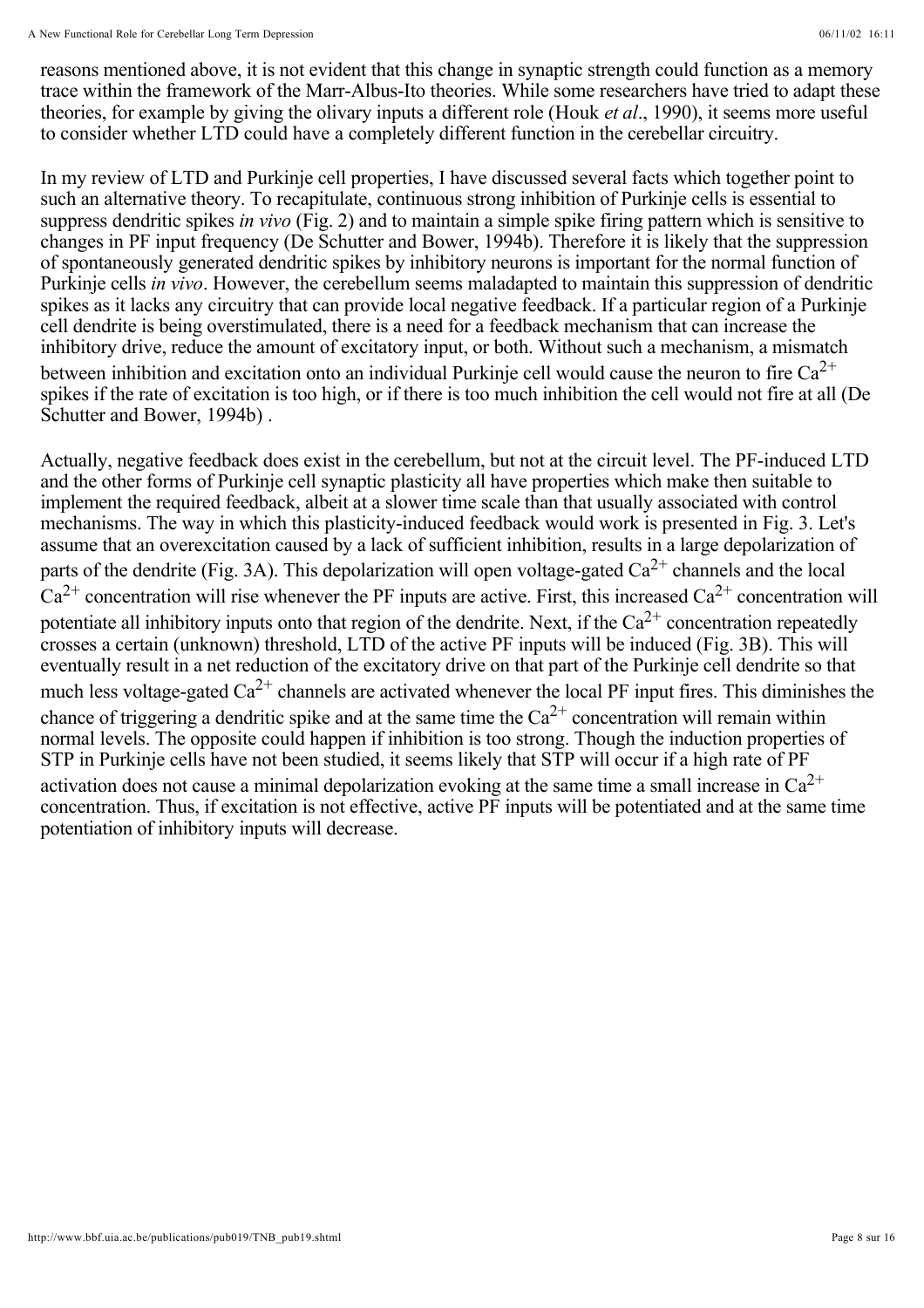reasons mentioned above, it is not evident that this change in synaptic strength could function as a memory trace within the framework of the Marr-Albus-Ito theories. While some researchers have tried to adapt these theories, for example by giving the olivary inputs a different role (Houk *et al*., 1990), it seems more useful to consider whether LTD could have a completely different function in the cerebellar circuitry.

In my review of LTD and Purkinje cell properties, I have discussed several facts which together point to such an alternative theory. To recapitulate, continuous strong inhibition of Purkinje cells is essential to suppress dendritic spikes *in vivo* (Fig. 2) and to maintain a simple spike firing pattern which is sensitive to changes in PF input frequency (De Schutter and Bower, 1994b). Therefore it is likely that the suppression of spontaneously generated dendritic spikes by inhibitory neurons is important for the normal function of Purkinje cells *in vivo*. However, the cerebellum seems maladapted to maintain this suppression of dendritic spikes as it lacks any circuitry that can provide local negative feedback. If a particular region of a Purkinje cell dendrite is being overstimulated, there is a need for a feedback mechanism that can increase the inhibitory drive, reduce the amount of excitatory input, or both. Without such a mechanism, a mismatch between inhibition and excitation onto an individual Purkinje cell would cause the neuron to fire $Ca^{2+}$ spikes if the rate of excitation is too high, or if there is too much inhibition the cell would not fire at all (De Schutter and Bower, 1994b) .

Actually, negative feedback does exist in the cerebellum, but not at the circuit level. The PF-induced LTD and the other forms of Purkinje cell synaptic plasticity all have properties which make then suitable to implement the required feedback, albeit at a slower time scale than that usually associated with control mechanisms. The way in which this plasticity-induced feedback would work is presented in Fig. 3. Let's assume that an overexcitation caused by a lack of sufficient inhibition, results in a large depolarization of parts of the dendrite (Fig. 3A). This depolarization will open voltage-gated $Ca^{2+}$ channels and the local $Ca^{2+}$ concentration will rise whenever the PF inputs are active. First, this increased $Ca^{2+}$ concentration will potentiate all inhibitory inputs onto that region of the dendrite. Next, if the $Ca^{2+}$ concentration repeatedly crosses a certain (unknown) threshold, LTD of the active PF inputs will be induced (Fig. 3B). This will eventually result in a net reduction of the excitatory drive on that part of the Purkinje cell dendrite so that much less voltage-gated $Ca^{2+}$ channels are activated whenever the local PF input fires. This diminishes the chance of triggering a dendritic spike and at the same time the $Ca^{2+}$ concentration will remain within normal levels. The opposite could happen if inhibition is too strong. Though the induction properties of STP in Purkinje cells have not been studied, it seems likely that STP will occur if a high rate of PF activation does not cause a minimal depolarization evoking at the same time a small increase in $Ca^{2+}$ concentration. Thus, if excitation is not effective, active PF inputs will be potentiated and at the same time potentiation of inhibitory inputs will decrease.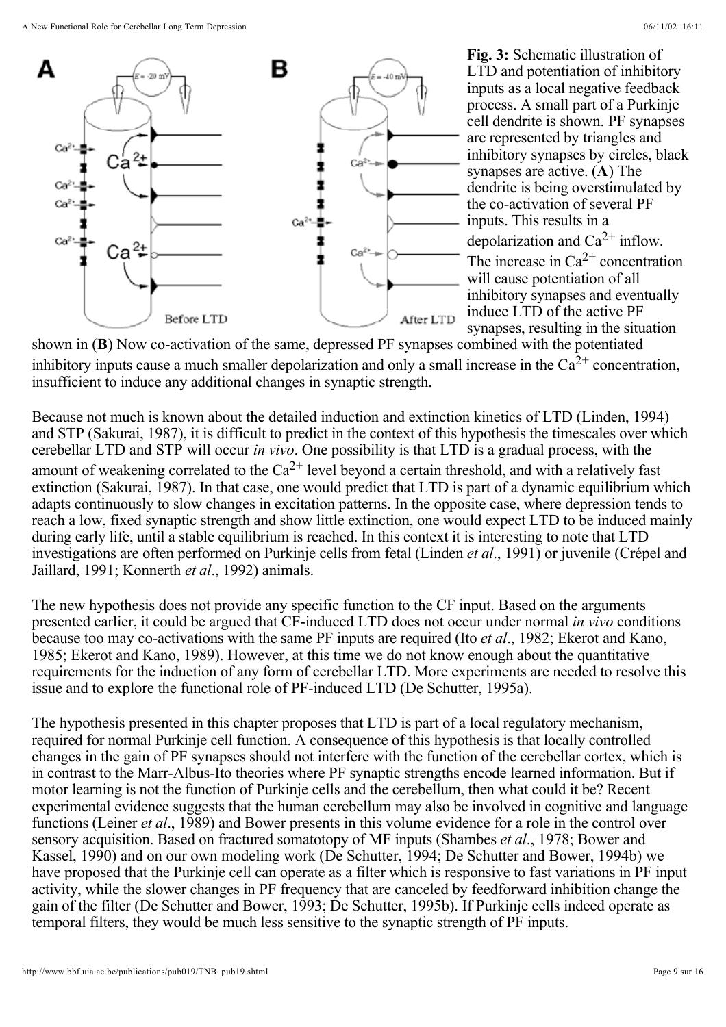**Fig. 3:** Schematic illustration of LTD and potentiation of inhibitory inputs as a local negative feedback process. A small part of a Purkinje cell dendrite is shown. PF synapses are represented by triangles and inhibitory synapses by circles, black synapses are active. (**A**) The dendrite is being overstimulated by the co-activation of several PF inputs. This results in a depolarization and $Ca^{2+}$ inflow. The increase in $Ca^{2+}$ concentration will cause potentiation of all inhibitory synapses and eventually induce LTD of the active PF synapses, resulting in the situation shown in (**B**) Now co-activation of the same, depressed PF synapses combined with the potentiated inhibitory inputs cause a much smaller depolarization and only a small increase in the $Ca^{2+}$ concentration, insufficient to induce any additional changes in synaptic strength.

Because not much is known about the detailed induction and extinction kinetics of LTD (Linden, 1994) and STP (Sakurai, 1987), it is difficult to predict in the context of this hypothesis the timescales over which cerebellar LTD and STP will occur *in vivo*. One possibility is that LTD is a gradual process, with the amount of weakening correlated to the $Ca^{2+}$ level beyond a certain threshold, and with a relatively fast extinction (Sakurai, 1987). In that case, one would predict that LTD is part of a dynamic equilibrium which adapts continuously to slow changes in excitation patterns. In the opposite case, where depression tends to reach a low, fixed synaptic strength and show little extinction, one would expect LTD to be induced mainly during early life, until a stable equilibrium is reached. In this context it is interesting to note that LTD investigations are often performed on Purkinje cells from fetal (Linden *et al*., 1991) or juvenile (Crépel and Jaillard, 1991; Konnerth *et al*., 1992) animals.

The new hypothesis does not provide any specific function to the CF input. Based on the arguments presented earlier, it could be argued that CF-induced LTD does not occur under normal *in vivo* conditions because too may co-activations with the same PF inputs are required (Ito *et al*., 1982; Ekerot and Kano, 1985; Ekerot and Kano, 1989). However, at this time we do not know enough about the quantitative requirements for the induction of any form of cerebellar LTD. More experiments are needed to resolve this issue and to explore the functional role of PF-induced LTD (De Schutter, 1995a).

The hypothesis presented in this chapter proposes that LTD is part of a local regulatory mechanism, required for normal Purkinje cell function. A consequence of this hypothesis is that locally controlled changes in the gain of PF synapses should not interfere with the function of the cerebellar cortex, which is in contrast to the Marr-Albus-Ito theories where PF synaptic strengths encode learned information. But if motor learning is not the function of Purkinje cells and the cerebellum, then what could it be? Recent experimental evidence suggests that the human cerebellum may also be involved in cognitive and language functions (Leiner *et al*., 1989) and Bower presents in this volume evidence for a role in the control over sensory acquisition. Based on fractured somatotopy of MF inputs (Shambes *et al*., 1978; Bower and Kassel, 1990) and on our own modeling work (De Schutter, 1994; De Schutter and Bower, 1994b) we have proposed that the Purkinje cell can operate as a filter which is responsive to fast variations in PF input activity, while the slower changes in PF frequency that are canceled by feedforward inhibition change the gain of the filter (De Schutter and Bower, 1993; De Schutter, 1995b). If Purkinje cells indeed operate as temporal filters, they would be much less sensitive to the synaptic strength of PF inputs.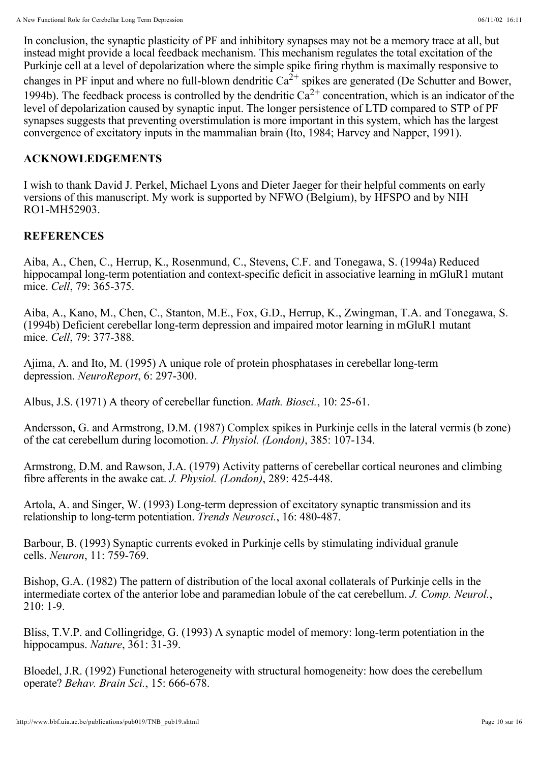In conclusion, the synaptic plasticity of PF and inhibitory synapses may not be a memory trace at all, but instead might provide a local feedback mechanism. This mechanism regulates the total excitation of the Purkinje cell at a level of depolarization where the simple spike firing rhythm is maximally responsive to changes in PF input and where no full-blown dendritic $Ca^{2+}$ spikes are generated (De Schutter and Bower, 1994b). The feedback process is controlled by the dendritic $Ca^{2+}$ concentration, which is an indicator of the level of depolarization caused by synaptic input. The longer persistence of LTD compared to STP of PF synapses suggests that preventing overstimulation is more important in this system, which has the largest convergence of excitatory inputs in the mammalian brain (Ito, 1984; Harvey and Napper, 1991).

## ACKNOWLEDGEMENTS

I wish to thank David J. Perkel, Michael Lyons and Dieter Jaeger for their helpful comments on early versions of this manuscript. My work is supported by NFWO (Belgium), by HFSPO and by NIH RO1-MH52903.

## REFERENCES

Aiba, A., Chen, C., Herrup, K., Rosenmund, C., Stevens, C.F. and Tonegawa, S. (1994a) Reduced hippocampal long-term potentiation and context-specific deficit in associative learning in mGluR1 mutant mice. *Cell*, 79: 365-375.

Aiba, A., Kano, M., Chen, C., Stanton, M.E., Fox, G.D., Herrup, K., Zwingman, T.A. and Tonegawa, S. (1994b) Deficient cerebellar long-term depression and impaired motor learning in mGluR1 mutant mice. *Cell*, 79: 377-388.

Ajima, A. and Ito, M. (1995) A unique role of protein phosphatases in cerebellar long-term depression. *NeuroReport*, 6: 297-300.

Albus, J.S. (1971) A theory of cerebellar function. *Math. Biosci.*, 10: 25-61.

Andersson, G. and Armstrong, D.M. (1987) Complex spikes in Purkinje cells in the lateral vermis (b zone) of the cat cerebellum during locomotion. *J. Physiol. (London)*, 385: 107-134.

Armstrong, D.M. and Rawson, J.A. (1979) Activity patterns of cerebellar cortical neurones and climbing fibre afferents in the awake cat. *J. Physiol. (London)*, 289: 425-448.

Artola, A. and Singer, W. (1993) Long-term depression of excitatory synaptic transmission and its relationship to long-term potentiation. *Trends Neurosci.*, 16: 480-487.

Barbour, B. (1993) Synaptic currents evoked in Purkinje cells by stimulating individual granule cells. *Neuron*, 11: 759-769.

Bishop, G.A. (1982) The pattern of distribution of the local axonal collaterals of Purkinje cells in the intermediate cortex of the anterior lobe and paramedian lobule of the cat cerebellum. *J. Comp. Neurol.*, 210: 1-9.

Bliss, T.V.P. and Collingridge, G. (1993) A synaptic model of memory: long-term potentiation in the hippocampus. *Nature*, 361: 31-39.

Bloedel, J.R. (1992) Functional heterogeneity with structural homogeneity: how does the cerebellum operate? *Behav. Brain Sci.*, 15: 666-678.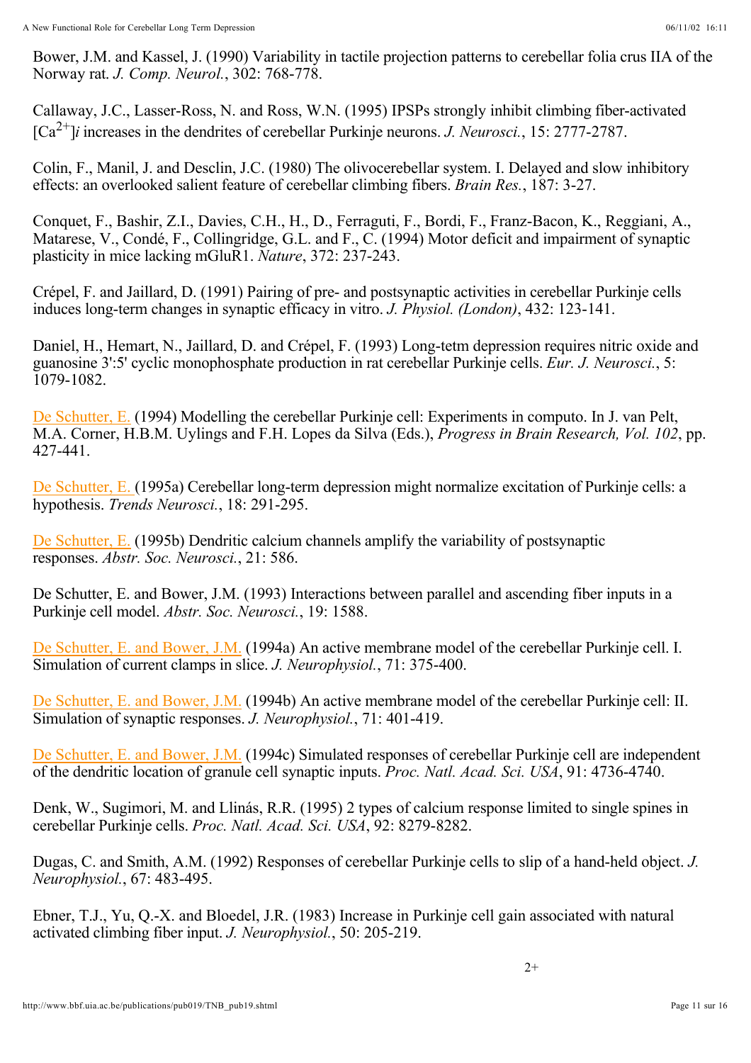Bower, J.M. and Kassel, J. (1990) Variability in tactile projection patterns to cerebellar folia crus IIA of the Norway rat. *J. Comp. Neurol.*, 302: 768-778.

Callaway, J.C., Lasser-Ross, N. and Ross, W.N. (1995) IPSPs strongly inhibit climbing fiber-activated $[Ca^{2+}]i$ increases in the dendrites of cerebellar Purkinje neurons. *J. Neurosci.*, 15: 2777-2787.

Colin, F., Manil, J. and Desclin, J.C. (1980) The olivocerebellar system. I. Delayed and slow inhibitory effects: an overlooked salient feature of cerebellar climbing fibers. *Brain Res.*, 187: 3-27.

Conquet, F., Bashir, Z.I., Davies, C.H., H., D., Ferraguti, F., Bordi, F., Franz-Bacon, K., Reggiani, A., Matarese, V., Condé, F., Collingridge, G.L. and F., C. (1994) Motor deficit and impairment of synaptic plasticity in mice lacking mGluR1. *Nature*, 372: 237-243.

Crépel, F. and Jaillard, D. (1991) Pairing of pre- and postsynaptic activities in cerebellar Purkinje cells induces long-term changes in synaptic efficacy in vitro. *J. Physiol. (London)*, 432: 123-141.

Daniel, H., Hemart, N., Jaillard, D. and Crépel, F. (1993) Long-tetm depression requires nitric oxide and guanosine 3':5' cyclic monophosphate production in rat cerebellar Purkinje cells. *Eur. J. Neurosci.*, 5: 1079-1082.

De Schutter, E. (1994) Modelling the cerebellar Purkinje cell: Experiments in computo. In J. van Pelt, M.A. Corner, H.B.M. Uylings and F.H. Lopes da Silva (Eds.), *Progress in Brain Research, Vol. 102*, pp. 427-441.

De Schutter, E. (1995a) Cerebellar long-term depression might normalize excitation of Purkinje cells: a hypothesis. *Trends Neurosci.*, 18: 291-295.

De Schutter, E. (1995b) Dendritic calcium channels amplify the variability of postsynaptic responses. *Abstr. Soc. Neurosci.*, 21: 586.

De Schutter, E. and Bower, J.M. (1993) Interactions between parallel and ascending fiber inputs in a Purkinje cell model. *Abstr. Soc. Neurosci.*, 19: 1588.

De Schutter, E. and Bower, J.M. (1994a) An active membrane model of the cerebellar Purkinje cell. I. Simulation of current clamps in slice. *J. Neurophysiol.*, 71: 375-400.

De Schutter, E. and Bower, J.M. (1994b) An active membrane model of the cerebellar Purkinje cell: II. Simulation of synaptic responses. *J. Neurophysiol.*, 71: 401-419.

De Schutter, E. and Bower, J.M. (1994c) Simulated responses of cerebellar Purkinje cell are independent of the dendritic location of granule cell synaptic inputs. *Proc. Natl. Acad. Sci. USA*, 91: 4736-4740.

Denk, W., Sugimori, M. and Llinás, R.R. (1995) 2 types of calcium response limited to single spines in cerebellar Purkinje cells. *Proc. Natl. Acad. Sci. USA*, 92: 8279-8282.

Dugas, C. and Smith, A.M. (1992) Responses of cerebellar Purkinje cells to slip of a hand-held object. *J. Neurophysiol.*, 67: 483-495.

Ebner, T.J., Yu, Q.-X. and Bloedel, J.R. (1983) Increase in Purkinje cell gain associated with natural activated climbing fiber input. *J. Neurophysiol.*, 50: 205-219.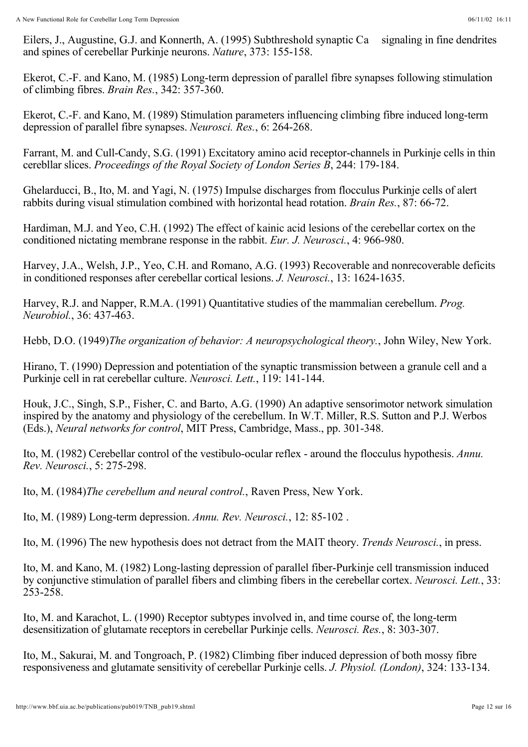Eilers, J., Augustine, G.J. and Konnerth, A. (1995) Subthreshold synaptic Ca signaling in fine dendrites and spines of cerebellar Purkinje neurons. *Nature*, 373: 155-158.

Ekerot, C.-F. and Kano, M. (1985) Long-term depression of parallel fibre synapses following stimulation of climbing fibres. *Brain Res.*, 342: 357-360.

Ekerot, C.-F. and Kano, M. (1989) Stimulation parameters influencing climbing fibre induced long-term depression of parallel fibre synapses. *Neurosci. Res.*, 6: 264-268.

Farrant, M. and Cull-Candy, S.G. (1991) Excitatory amino acid receptor-channels in Purkinje cells in thin cerebllar slices. *Proceedings of the Royal Society of London Series B*, 244: 179-184.

Ghelarducci, B., Ito, M. and Yagi, N. (1975) Impulse discharges from flocculus Purkinje cells of alert rabbits during visual stimulation combined with horizontal head rotation. *Brain Res.*, 87: 66-72.

Hardiman, M.J. and Yeo, C.H. (1992) The effect of kainic acid lesions of the cerebellar cortex on the conditioned nictating membrane response in the rabbit. *Eur. J. Neurosci.*, 4: 966-980.

Harvey, J.A., Welsh, J.P., Yeo, C.H. and Romano, A.G. (1993) Recoverable and nonrecoverable deficits in conditioned responses after cerebellar cortical lesions. *J. Neurosci.*, 13: 1624-1635.

Harvey, R.J. and Napper, R.M.A. (1991) Quantitative studies of the mammalian cerebellum. *Prog. Neurobiol.*, 36: 437-463.

Hebb, D.O. (1949)*The organization of behavior: A neuropsychological theory.*, John Wiley, New York.

Hirano, T. (1990) Depression and potentiation of the synaptic transmission between a granule cell and a Purkinje cell in rat cerebellar culture. *Neurosci. Lett.*, 119: 141-144.

Houk, J.C., Singh, S.P., Fisher, C. and Barto, A.G. (1990) An adaptive sensorimotor network simulation inspired by the anatomy and physiology of the cerebellum. In W.T. Miller, R.S. Sutton and P.J. Werbos (Eds.), *Neural networks for control*, MIT Press, Cambridge, Mass., pp. 301-348.

Ito, M. (1982) Cerebellar control of the vestibulo-ocular reflex - around the flocculus hypothesis. *Annu. Rev. Neurosci.*, 5: 275-298.

Ito, M. (1984)*The cerebellum and neural control.*, Raven Press, New York.

Ito, M. (1989) Long-term depression. *Annu. Rev. Neurosci.*, 12: 85-102 .

Ito, M. (1996) The new hypothesis does not detract from the MAIT theory. *Trends Neurosci.*, in press.

Ito, M. and Kano, M. (1982) Long-lasting depression of parallel fiber-Purkinje cell transmission induced by conjunctive stimulation of parallel fibers and climbing fibers in the cerebellar cortex. *Neurosci. Lett.*, 33: 253-258.

Ito, M. and Karachot, L. (1990) Receptor subtypes involved in, and time course of, the long-term desensitization of glutamate receptors in cerebellar Purkinje cells. *Neurosci. Res.*, 8: 303-307.

Ito, M., Sakurai, M. and Tongroach, P. (1982) Climbing fiber induced depression of both mossy fibre responsiveness and glutamate sensitivity of cerebellar Purkinje cells. *J. Physiol. (London)*, 324: 133-134.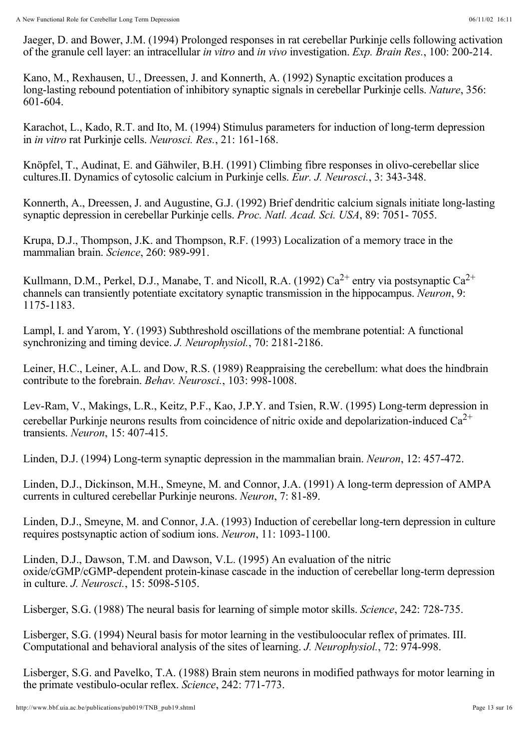Jaeger, D. and Bower, J.M. (1994) Prolonged responses in rat cerebellar Purkinje cells following activation of the granule cell layer: an intracellular *in vitro* and *in vivo* investigation. *Exp. Brain Res.*, 100: 200-214.

Kano, M., Rexhausen, U., Dreessen, J. and Konnerth, A. (1992) Synaptic excitation produces a long-lasting rebound potentiation of inhibitory synaptic signals in cerebellar Purkinje cells. *Nature*, 356: 601-604.

Karachot, L., Kado, R.T. and Ito, M. (1994) Stimulus parameters for induction of long-term depression in *in vitro* rat Purkinje cells. *Neurosci. Res.*, 21: 161-168.

Knöpfel, T., Audinat, E. and Gähwiler, B.H. (1991) Climbing fibre responses in olivo-cerebellar slice cultures.II. Dynamics of cytosolic calcium in Purkinje cells. *Eur. J. Neurosci.*, 3: 343-348.

Konnerth, A., Dreessen, J. and Augustine, G.J. (1992) Brief dendritic calcium signals initiate long-lasting synaptic depression in cerebellar Purkinje cells. *Proc. Natl. Acad. Sci. USA*, 89: 7051- 7055.

Krupa, D.J., Thompson, J.K. and Thompson, R.F. (1993) Localization of a memory trace in the mammalian brain. *Science*, 260: 989-991.

Kullmann, D.M., Perkel, D.J., Manabe, T. and Nicoll, R.A. (1992) $Ca^{2+}$ entry via postsynaptic $Ca^{2+}$ channels can transiently potentiate excitatory synaptic transmission in the hippocampus. *Neuron*, 9: 1175-1183.

Lampl, I. and Yarom, Y. (1993) Subthreshold oscillations of the membrane potential: A functional synchronizing and timing device. *J. Neurophysiol.*, 70: 2181-2186.

Leiner, H.C., Leiner, A.L. and Dow, R.S. (1989) Reappraising the cerebellum: what does the hindbrain contribute to the forebrain. *Behav. Neurosci.*, 103: 998-1008.

Lev-Ram, V., Makings, L.R., Keitz, P.F., Kao, J.P.Y. and Tsien, R.W. (1995) Long-term depression in cerebellar Purkinje neurons results from coincidence of nitric oxide and depolarization-induced $Ca^{2+}$ transients. *Neuron*, 15: 407-415.

Linden, D.J. (1994) Long-term synaptic depression in the mammalian brain. *Neuron*, 12: 457-472.

Linden, D.J., Dickinson, M.H., Smeyne, M. and Connor, J.A. (1991) A long-term depression of AMPA currents in cultured cerebellar Purkinje neurons. *Neuron*, 7: 81-89.

Linden, D.J., Smeyne, M. and Connor, J.A. (1993) Induction of cerebellar long-tern depression in culture requires postsynaptic action of sodium ions. *Neuron*, 11: 1093-1100.

Linden, D.J., Dawson, T.M. and Dawson, V.L. (1995) An evaluation of the nitric oxide/cGMP/cGMP-dependent protein-kinase cascade in the induction of cerebellar long-term depression in culture. *J. Neurosci.*, 15: 5098-5105.

Lisberger, S.G. (1988) The neural basis for learning of simple motor skills. *Science*, 242: 728-735.

Lisberger, S.G. (1994) Neural basis for motor learning in the vestibuloocular reflex of primates. III. Computational and behavioral analysis of the sites of learning. *J. Neurophysiol.*, 72: 974-998.

Lisberger, S.G. and Pavelko, T.A. (1988) Brain stem neurons in modified pathways for motor learning in the primate vestibulo-ocular reflex. *Science*, 242: 771-773.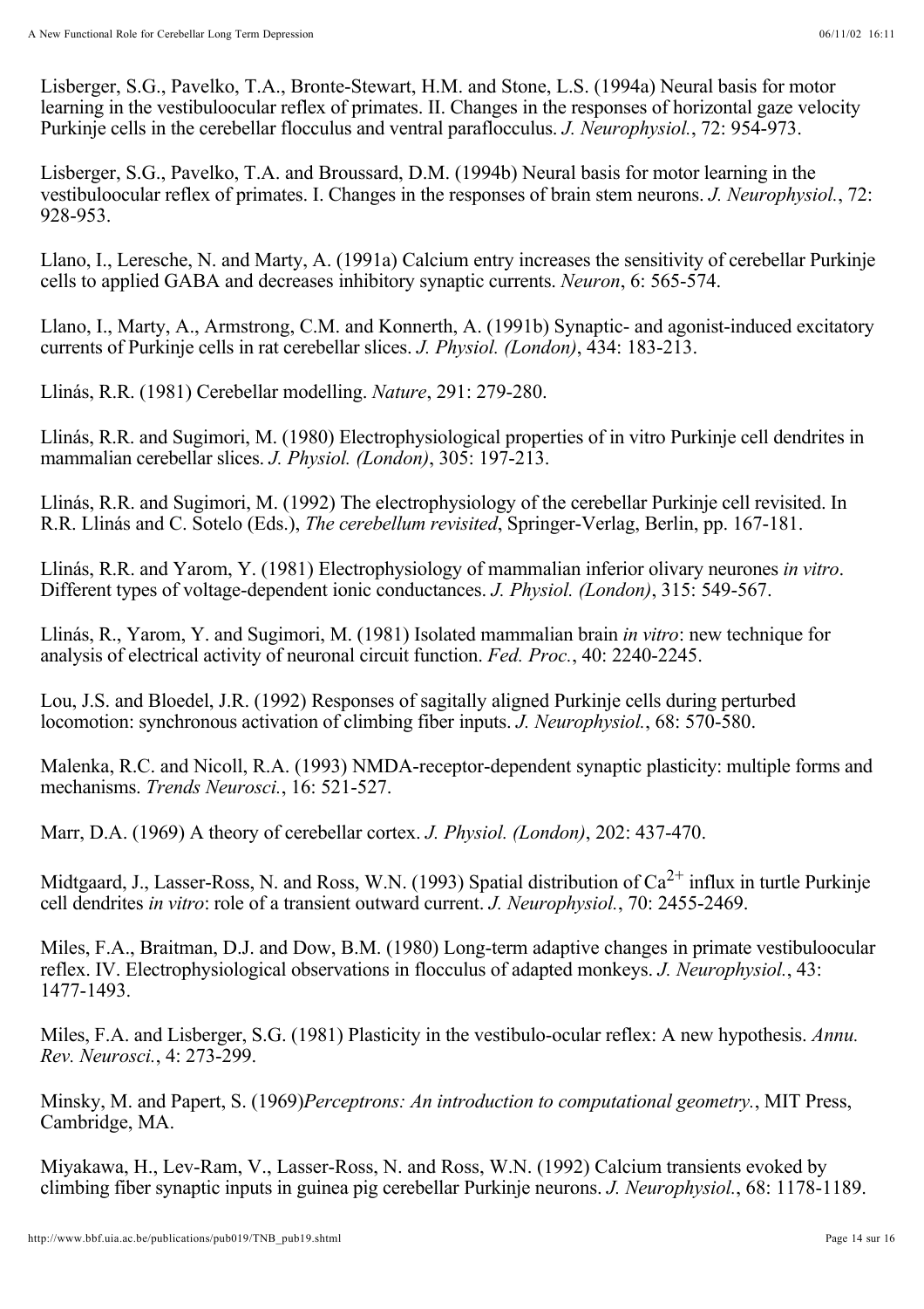Lisberger, S.G., Pavelko, T.A., Bronte-Stewart, H.M. and Stone, L.S. (1994a) Neural basis for motor learning in the vestibuloocular reflex of primates. II. Changes in the responses of horizontal gaze velocity Purkinje cells in the cerebellar flocculus and ventral paraflocculus. *J. Neurophysiol.*, 72: 954-973.

Lisberger, S.G., Pavelko, T.A. and Broussard, D.M. (1994b) Neural basis for motor learning in the vestibuloocular reflex of primates. I. Changes in the responses of brain stem neurons. *J. Neurophysiol.*, 72: 928-953.

Llano, I., Leresche, N. and Marty, A. (1991a) Calcium entry increases the sensitivity of cerebellar Purkinje cells to applied GABA and decreases inhibitory synaptic currents. *Neuron*, 6: 565-574.

Llano, I., Marty, A., Armstrong, C.M. and Konnerth, A. (1991b) Synaptic- and agonist-induced excitatory currents of Purkinje cells in rat cerebellar slices. *J. Physiol. (London)*, 434: 183-213.

Llinás, R.R. (1981) Cerebellar modelling. *Nature*, 291: 279-280.

Llinás, R.R. and Sugimori, M. (1980) Electrophysiological properties of in vitro Purkinje cell dendrites in mammalian cerebellar slices. *J. Physiol. (London)*, 305: 197-213.

Llinás, R.R. and Sugimori, M. (1992) The electrophysiology of the cerebellar Purkinje cell revisited. In R.R. Llinás and C. Sotelo (Eds.), *The cerebellum revisited*, Springer-Verlag, Berlin, pp. 167-181.

Llinás, R.R. and Yarom, Y. (1981) Electrophysiology of mammalian inferior olivary neurones *in vitro*. Different types of voltage-dependent ionic conductances. *J. Physiol. (London)*, 315: 549-567.

Llinás, R., Yarom, Y. and Sugimori, M. (1981) Isolated mammalian brain *in vitro*: new technique for analysis of electrical activity of neuronal circuit function. *Fed. Proc.*, 40: 2240-2245.

Lou, J.S. and Bloedel, J.R. (1992) Responses of sagitally aligned Purkinje cells during perturbed locomotion: synchronous activation of climbing fiber inputs. *J. Neurophysiol.*, 68: 570-580.

Malenka, R.C. and Nicoll, R.A. (1993) NMDA-receptor-dependent synaptic plasticity: multiple forms and mechanisms. *Trends Neurosci.*, 16: 521-527.

Marr, D.A. (1969) A theory of cerebellar cortex. *J. Physiol. (London)*, 202: 437-470.

Midtgaard, J., Lasser-Ross, N. and Ross, W.N. (1993) Spatial distribution of $Ca^{2+}$ influx in turtle Purkinje cell dendrites *in vitro*: role of a transient outward current. *J. Neurophysiol.*, 70: 2455-2469.

Miles, F.A., Braitman, D.J. and Dow, B.M. (1980) Long-term adaptive changes in primate vestibuloocular reflex. IV. Electrophysiological observations in flocculus of adapted monkeys. *J. Neurophysiol.*, 43: 1477-1493.

Miles, F.A. and Lisberger, S.G. (1981) Plasticity in the vestibulo-ocular reflex: A new hypothesis. *Annu. Rev. Neurosci.*, 4: 273-299.

Minsky, M. and Papert, S. (1969)*Perceptrons: An introduction to computational geometry.*, MIT Press, Cambridge, MA.

Miyakawa, H., Lev-Ram, V., Lasser-Ross, N. and Ross, W.N. (1992) Calcium transients evoked by climbing fiber synaptic inputs in guinea pig cerebellar Purkinje neurons. *J. Neurophysiol.*, 68: 1178-1189.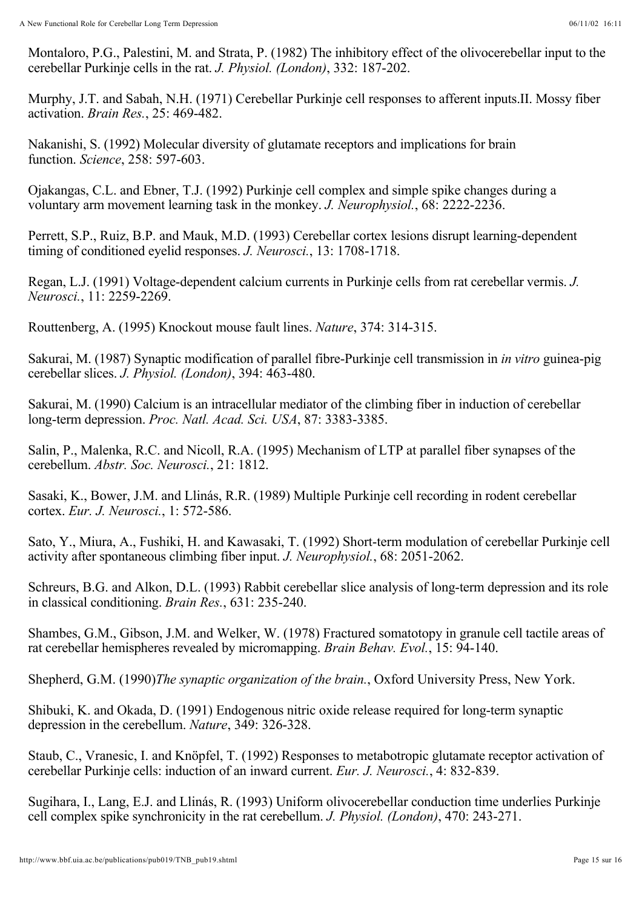Montaloro, P.G., Palestini, M. and Strata, P. (1982) The inhibitory effect of the olivocerebellar input to the cerebellar Purkinje cells in the rat. *J. Physiol. (London)*, 332: 187-202.

Murphy, J.T. and Sabah, N.H. (1971) Cerebellar Purkinje cell responses to afferent inputs.II. Mossy fiber activation. *Brain Res.*, 25: 469-482.

Nakanishi, S. (1992) Molecular diversity of glutamate receptors and implications for brain function. *Science*, 258: 597-603.

Ojakangas, C.L. and Ebner, T.J. (1992) Purkinje cell complex and simple spike changes during a voluntary arm movement learning task in the monkey. *J. Neurophysiol.*, 68: 2222-2236.

Perrett, S.P., Ruiz, B.P. and Mauk, M.D. (1993) Cerebellar cortex lesions disrupt learning-dependent timing of conditioned eyelid responses. *J. Neurosci.*, 13: 1708-1718.

Regan, L.J. (1991) Voltage-dependent calcium currents in Purkinje cells from rat cerebellar vermis. *J. Neurosci.*, 11: 2259-2269.

Routtenberg, A. (1995) Knockout mouse fault lines. *Nature*, 374: 314-315.

Sakurai, M. (1987) Synaptic modification of parallel fibre-Purkinje cell transmission in *in vitro* guinea-pig cerebellar slices. *J. Physiol. (London)*, 394: 463-480.

Sakurai, M. (1990) Calcium is an intracellular mediator of the climbing fiber in induction of cerebellar long-term depression. *Proc. Natl. Acad. Sci. USA*, 87: 3383-3385.

Salin, P., Malenka, R.C. and Nicoll, R.A. (1995) Mechanism of LTP at parallel fiber synapses of the cerebellum. *Abstr. Soc. Neurosci.*, 21: 1812.

Sasaki, K., Bower, J.M. and Llinás, R.R. (1989) Multiple Purkinje cell recording in rodent cerebellar cortex. *Eur. J. Neurosci.*, 1: 572-586.

Sato, Y., Miura, A., Fushiki, H. and Kawasaki, T. (1992) Short-term modulation of cerebellar Purkinje cell activity after spontaneous climbing fiber input. *J. Neurophysiol.*, 68: 2051-2062.

Schreurs, B.G. and Alkon, D.L. (1993) Rabbit cerebellar slice analysis of long-term depression and its role in classical conditioning. *Brain Res.*, 631: 235-240.

Shambes, G.M., Gibson, J.M. and Welker, W. (1978) Fractured somatotopy in granule cell tactile areas of rat cerebellar hemispheres revealed by micromapping. *Brain Behav. Evol.*, 15: 94-140.

Shepherd, G.M. (1990)*The synaptic organization of the brain.*, Oxford University Press, New York.

Shibuki, K. and Okada, D. (1991) Endogenous nitric oxide release required for long-term synaptic depression in the cerebellum. *Nature*, 349: 326-328.

Staub, C., Vranesic, I. and Knöpfel, T. (1992) Responses to metabotropic glutamate receptor activation of cerebellar Purkinje cells: induction of an inward current. *Eur. J. Neurosci.*, 4: 832-839.

Sugihara, I., Lang, E.J. and Llinás, R. (1993) Uniform olivocerebellar conduction time underlies Purkinje cell complex spike synchronicity in the rat cerebellum. *J. Physiol. (London)*, 470: 243-271.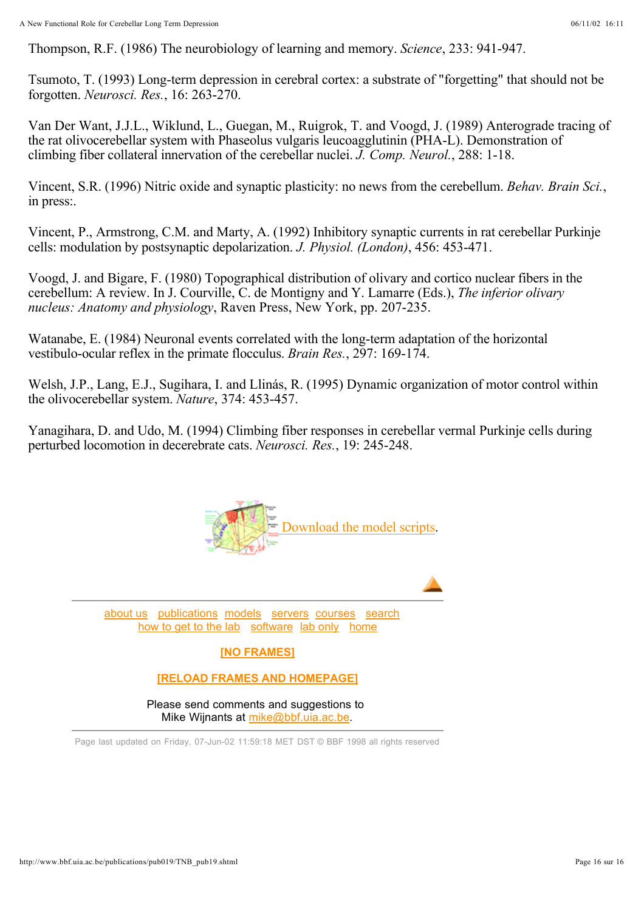Thompson, R.F. (1986) The neurobiology of learning and memory. *Science*, 233: 941-947.

Tsumoto, T. (1993) Long-term depression in cerebral cortex: a substrate of "forgetting" that should not be forgotten. *Neurosci. Res.*, 16: 263-270.

Van Der Want, J.J.L., Wiklund, L., Guegan, M., Ruigrok, T. and Voogd, J. (1989) Anterograde tracing of the rat olivocerebellar system with Phaseolus vulgaris leucoagglutinin (PHA-L). Demonstration of climbing fiber collateral innervation of the cerebellar nuclei. *J. Comp. Neurol.*, 288: 1-18.

Vincent, S.R. (1996) Nitric oxide and synaptic plasticity: no news from the cerebellum. *Behav. Brain Sci.*, in press:.

Vincent, P., Armstrong, C.M. and Marty, A. (1992) Inhibitory synaptic currents in rat cerebellar Purkinje cells: modulation by postsynaptic depolarization. *J. Physiol. (London)*, 456: 453-471.

Voogd, J. and Bigare, F. (1980) Topographical distribution of olivary and cortico nuclear fibers in the cerebellum: A review. In J. Courville, C. de Montigny and Y. Lamarre (Eds.), *The inferior olivary nucleus: Anatomy and physiology*, Raven Press, New York, pp. 207-235.

Watanabe, E. (1984) Neuronal events correlated with the long-term adaptation of the horizontal vestibulo-ocular reflex in the primate flocculus. *Brain Res.*, 297: 169-174.

Welsh, J.P., Lang, E.J., Sugihara, I. and Llinás, R. (1995) Dynamic organization of motor control within the olivocerebellar system. *Nature*, 374: 453-457.

Yanagihara, D. and Udo, M. (1994) Climbing fiber responses in cerebellar vermal Purkinje cells during perturbed locomotion in decerebrate cats. *Neurosci. Res.*, 19: 245-248.

Download the model scripts.

---

about us publications models servers courses search
how to get to the lab software lab only home

**[NO FRAMES]**

**[RELOAD FRAMES AND HOMEPAGE]**

Please send comments and suggestions to
Mike Wijnants at mike@bbf.uia.ac.be.

---

Page last updated on Friday, 07-Jun-02 11:59:18 MET DST © BBF 1998 all rights reserved